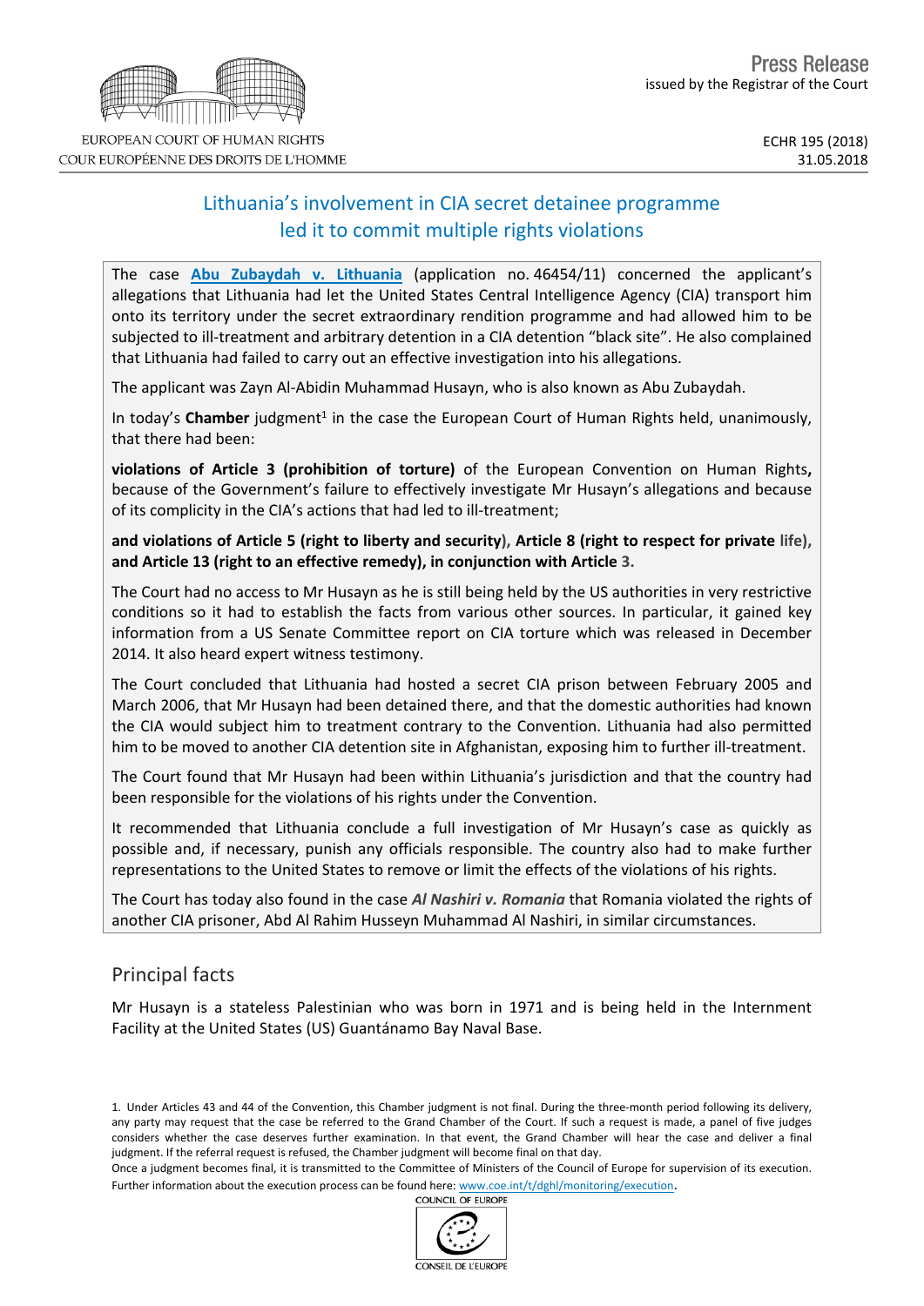EUROPEAN COURT OF HUMAN RIGHTS
COUR EUROPÉENNE DES DROITS DE L'HOMME

Press Release
issued by the Registrar of the Court

ECHR 195 (2018)
31.05.2018

# Lithuania's involvement in CIA secret detainee programme led it to commit multiple rights violations

The case **Abu Zubaydah v. Lithuania** (application no. 46454/11) concerned the applicant's allegations that Lithuania had let the United States Central Intelligence Agency (CIA) transport him onto its territory under the secret extraordinary rendition programme and had allowed him to be subjected to ill-treatment and arbitrary detention in a CIA detention "black site". He also complained that Lithuania had failed to carry out an effective investigation into his allegations.

The applicant was Zayn Al-Abidin Muhammad Husayn, who is also known as Abu Zubaydah.

In today's **Chamber** judgment[1] in the case the European Court of Human Rights held, unanimously, that there had been:

**violations of Article 3 (prohibition of torture)** of the European Convention on Human Rights**,** because of the Government's failure to effectively investigate Mr Husayn's allegations and because of its complicity in the CIA's actions that had led to ill-treatment;

**and violations of Article 5 (right to liberty and security), Article 8 (right to respect for private life), and Article 13 (right to an effective remedy), in conjunction with Article 3.**

The Court had no access to Mr Husayn as he is still being held by the US authorities in very restrictive conditions so it had to establish the facts from various other sources. In particular, it gained key information from a US Senate Committee report on CIA torture which was released in December 2014. It also heard expert witness testimony.

The Court concluded that Lithuania had hosted a secret CIA prison between February 2005 and March 2006, that Mr Husayn had been detained there, and that the domestic authorities had known the CIA would subject him to treatment contrary to the Convention. Lithuania had also permitted him to be moved to another CIA detention site in Afghanistan, exposing him to further ill-treatment.

The Court found that Mr Husayn had been within Lithuania's jurisdiction and that the country had been responsible for the violations of his rights under the Convention.

It recommended that Lithuania conclude a full investigation of Mr Husayn's case as quickly as possible and, if necessary, punish any officials responsible. The country also had to make further representations to the United States to remove or limit the effects of the violations of his rights.

The Court has today also found in the case ***Al Nashiri v. Romania*** that Romania violated the rights of another CIA prisoner, Abd Al Rahim Husseyn Muhammad Al Nashiri, in similar circumstances.

## Principal facts

Mr Husayn is a stateless Palestinian who was born in 1971 and is being held in the Internment Facility at the United States (US) Guantánamo Bay Naval Base.

1. Under Articles 43 and 44 of the Convention, this Chamber judgment is not final. During the three-month period following its delivery, any party may request that the case be referred to the Grand Chamber of the Court. If such a request is made, a panel of five judges considers whether the case deserves further examination. In that event, the Grand Chamber will hear the case and deliver a final judgment. If the referral request is refused, the Chamber judgment will become final on that day.
Once a judgment becomes final, it is transmitted to the Committee of Ministers of the Council of Europe for supervision of its execution. Further information about the execution process can be found here: www.coe.int/t/dghl/monitoring/execution.

COUNCIL OF EUROPE
CONSEIL DE L'EUROPE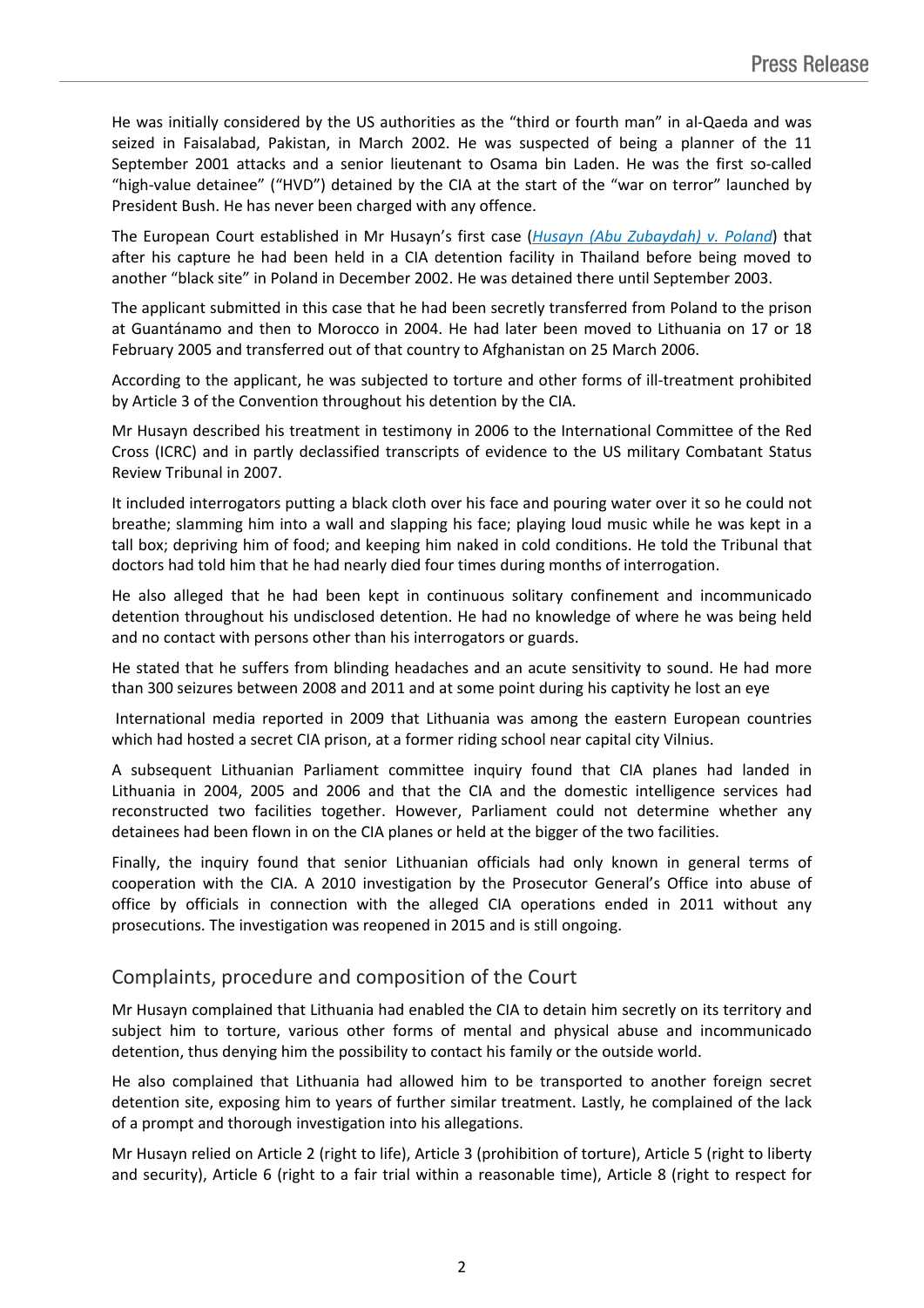He was initially considered by the US authorities as the "third or fourth man" in al-Qaeda and was seized in Faisalabad, Pakistan, in March 2002. He was suspected of being a planner of the 11 September 2001 attacks and a senior lieutenant to Osama bin Laden. He was the first so-called "high-value detainee" ("HVD") detained by the CIA at the start of the "war on terror" launched by President Bush. He has never been charged with any offence.

The European Court established in Mr Husayn's first case (*Husayn (Abu Zubaydah) v. Poland*) that after his capture he had been held in a CIA detention facility in Thailand before being moved to another "black site" in Poland in December 2002. He was detained there until September 2003.

The applicant submitted in this case that he had been secretly transferred from Poland to the prison at Guantánamo and then to Morocco in 2004. He had later been moved to Lithuania on 17 or 18 February 2005 and transferred out of that country to Afghanistan on 25 March 2006.

According to the applicant, he was subjected to torture and other forms of ill-treatment prohibited by Article 3 of the Convention throughout his detention by the CIA.

Mr Husayn described his treatment in testimony in 2006 to the International Committee of the Red Cross (ICRC) and in partly declassified transcripts of evidence to the US military Combatant Status Review Tribunal in 2007.

It included interrogators putting a black cloth over his face and pouring water over it so he could not breathe; slamming him into a wall and slapping his face; playing loud music while he was kept in a tall box; depriving him of food; and keeping him naked in cold conditions. He told the Tribunal that doctors had told him that he had nearly died four times during months of interrogation.

He also alleged that he had been kept in continuous solitary confinement and incommunicado detention throughout his undisclosed detention. He had no knowledge of where he was being held and no contact with persons other than his interrogators or guards.

He stated that he suffers from blinding headaches and an acute sensitivity to sound. He had more than 300 seizures between 2008 and 2011 and at some point during his captivity he lost an eye

International media reported in 2009 that Lithuania was among the eastern European countries which had hosted a secret CIA prison, at a former riding school near capital city Vilnius.

A subsequent Lithuanian Parliament committee inquiry found that CIA planes had landed in Lithuania in 2004, 2005 and 2006 and that the CIA and the domestic intelligence services had reconstructed two facilities together. However, Parliament could not determine whether any detainees had been flown in on the CIA planes or held at the bigger of the two facilities.

Finally, the inquiry found that senior Lithuanian officials had only known in general terms of cooperation with the CIA. A 2010 investigation by the Prosecutor General's Office into abuse of office by officials in connection with the alleged CIA operations ended in 2011 without any prosecutions. The investigation was reopened in 2015 and is still ongoing.

## Complaints, procedure and composition of the Court

Mr Husayn complained that Lithuania had enabled the CIA to detain him secretly on its territory and subject him to torture, various other forms of mental and physical abuse and incommunicado detention, thus denying him the possibility to contact his family or the outside world.

He also complained that Lithuania had allowed him to be transported to another foreign secret detention site, exposing him to years of further similar treatment. Lastly, he complained of the lack of a prompt and thorough investigation into his allegations.

Mr Husayn relied on Article 2 (right to life), Article 3 (prohibition of torture), Article 5 (right to liberty and security), Article 6 (right to a fair trial within a reasonable time), Article 8 (right to respect for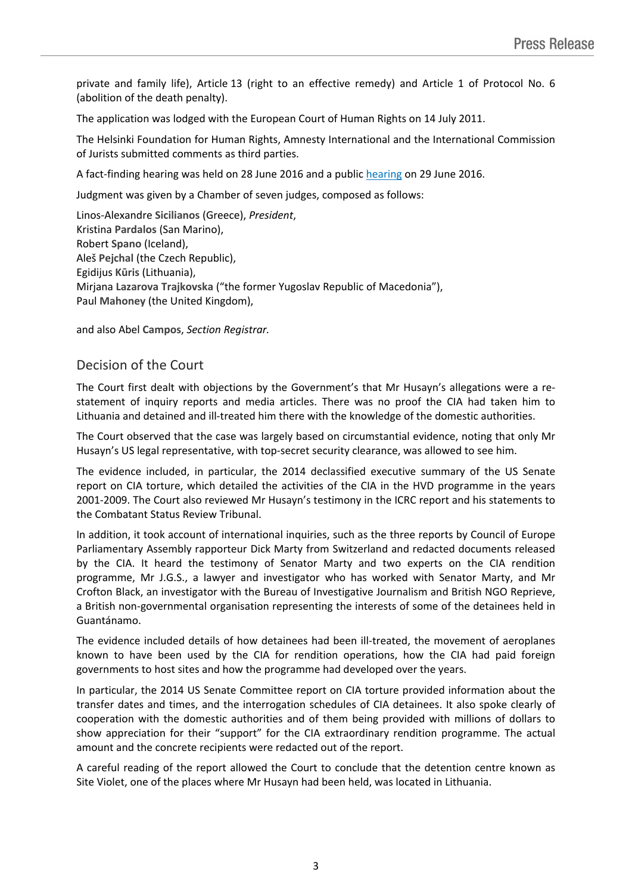private and family life), Article 13 (right to an effective remedy) and Article 1 of Protocol No. 6 (abolition of the death penalty).

The application was lodged with the European Court of Human Rights on 14 July 2011.

The Helsinki Foundation for Human Rights, Amnesty International and the International Commission of Jurists submitted comments as third parties.

A fact-finding hearing was held on 28 June 2016 and a public [hearing](hearing) on 29 June 2016.

Judgment was given by a Chamber of seven judges, composed as follows:

Linos-Alexandre **Sicilianos** (Greece), *President*,
Kristina **Pardalos** (San Marino),
Robert **Spano** (Iceland),
Aleš **Pejchal** (the Czech Republic),
Egidijus **Kūris** (Lithuania),
Mirjana **Lazarova Trajkovska** ("the former Yugoslav Republic of Macedonia"),
Paul **Mahoney** (the United Kingdom),

and also Abel **Campos**, *Section Registrar.*

## Decision of the Court

The Court first dealt with objections by the Government's that Mr Husayn's allegations were a re-statement of inquiry reports and media articles. There was no proof the CIA had taken him to Lithuania and detained and ill-treated him there with the knowledge of the domestic authorities.

The Court observed that the case was largely based on circumstantial evidence, noting that only Mr Husayn's US legal representative, with top-secret security clearance, was allowed to see him.

The evidence included, in particular, the 2014 declassified executive summary of the US Senate report on CIA torture, which detailed the activities of the CIA in the HVD programme in the years 2001-2009. The Court also reviewed Mr Husayn's testimony in the ICRC report and his statements to the Combatant Status Review Tribunal.

In addition, it took account of international inquiries, such as the three reports by Council of Europe Parliamentary Assembly rapporteur Dick Marty from Switzerland and redacted documents released by the CIA. It heard the testimony of Senator Marty and two experts on the CIA rendition programme, Mr J.G.S., a lawyer and investigator who has worked with Senator Marty, and Mr Crofton Black, an investigator with the Bureau of Investigative Journalism and British NGO Reprieve, a British non-governmental organisation representing the interests of some of the detainees held in Guantánamo.

The evidence included details of how detainees had been ill-treated, the movement of aeroplanes known to have been used by the CIA for rendition operations, how the CIA had paid foreign governments to host sites and how the programme had developed over the years.

In particular, the 2014 US Senate Committee report on CIA torture provided information about the transfer dates and times, and the interrogation schedules of CIA detainees. It also spoke clearly of cooperation with the domestic authorities and of them being provided with millions of dollars to show appreciation for their "support" for the CIA extraordinary rendition programme. The actual amount and the concrete recipients were redacted out of the report.

A careful reading of the report allowed the Court to conclude that the detention centre known as Site Violet, one of the places where Mr Husayn had been held, was located in Lithuania.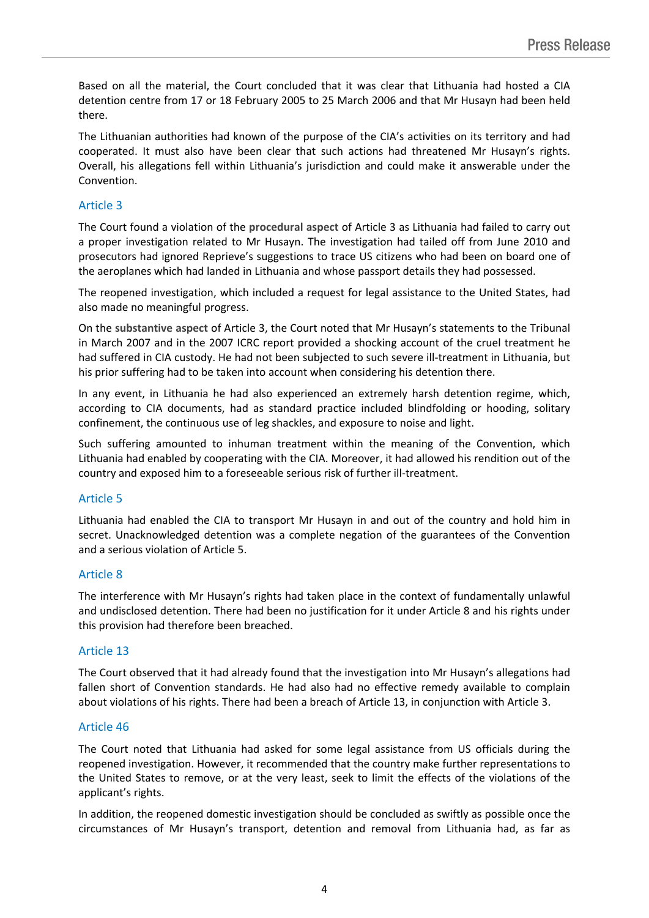Based on all the material, the Court concluded that it was clear that Lithuania had hosted a CIA detention centre from 17 or 18 February 2005 to 25 March 2006 and that Mr Husayn had been held there.

The Lithuanian authorities had known of the purpose of the CIA's activities on its territory and had cooperated. It must also have been clear that such actions had threatened Mr Husayn's rights. Overall, his allegations fell within Lithuania's jurisdiction and could make it answerable under the Convention.

## Article 3

The Court found a violation of the **procedural aspect** of Article 3 as Lithuania had failed to carry out a proper investigation related to Mr Husayn. The investigation had tailed off from June 2010 and prosecutors had ignored Reprieve's suggestions to trace US citizens who had been on board one of the aeroplanes which had landed in Lithuania and whose passport details they had possessed.

The reopened investigation, which included a request for legal assistance to the United States, had also made no meaningful progress.

On the **substantive aspect** of Article 3, the Court noted that Mr Husayn's statements to the Tribunal in March 2007 and in the 2007 ICRC report provided a shocking account of the cruel treatment he had suffered in CIA custody. He had not been subjected to such severe ill-treatment in Lithuania, but his prior suffering had to be taken into account when considering his detention there.

In any event, in Lithuania he had also experienced an extremely harsh detention regime, which, according to CIA documents, had as standard practice included blindfolding or hooding, solitary confinement, the continuous use of leg shackles, and exposure to noise and light.

Such suffering amounted to inhuman treatment within the meaning of the Convention, which Lithuania had enabled by cooperating with the CIA. Moreover, it had allowed his rendition out of the country and exposed him to a foreseeable serious risk of further ill-treatment.

## Article 5

Lithuania had enabled the CIA to transport Mr Husayn in and out of the country and hold him in secret. Unacknowledged detention was a complete negation of the guarantees of the Convention and a serious violation of Article 5.

## Article 8

The interference with Mr Husayn's rights had taken place in the context of fundamentally unlawful and undisclosed detention. There had been no justification for it under Article 8 and his rights under this provision had therefore been breached.

## Article 13

The Court observed that it had already found that the investigation into Mr Husayn's allegations had fallen short of Convention standards. He had also had no effective remedy available to complain about violations of his rights. There had been a breach of Article 13, in conjunction with Article 3.

## Article 46

The Court noted that Lithuania had asked for some legal assistance from US officials during the reopened investigation. However, it recommended that the country make further representations to the United States to remove, or at the very least, seek to limit the effects of the violations of the applicant's rights.

In addition, the reopened domestic investigation should be concluded as swiftly as possible once the circumstances of Mr Husayn's transport, detention and removal from Lithuania had, as far as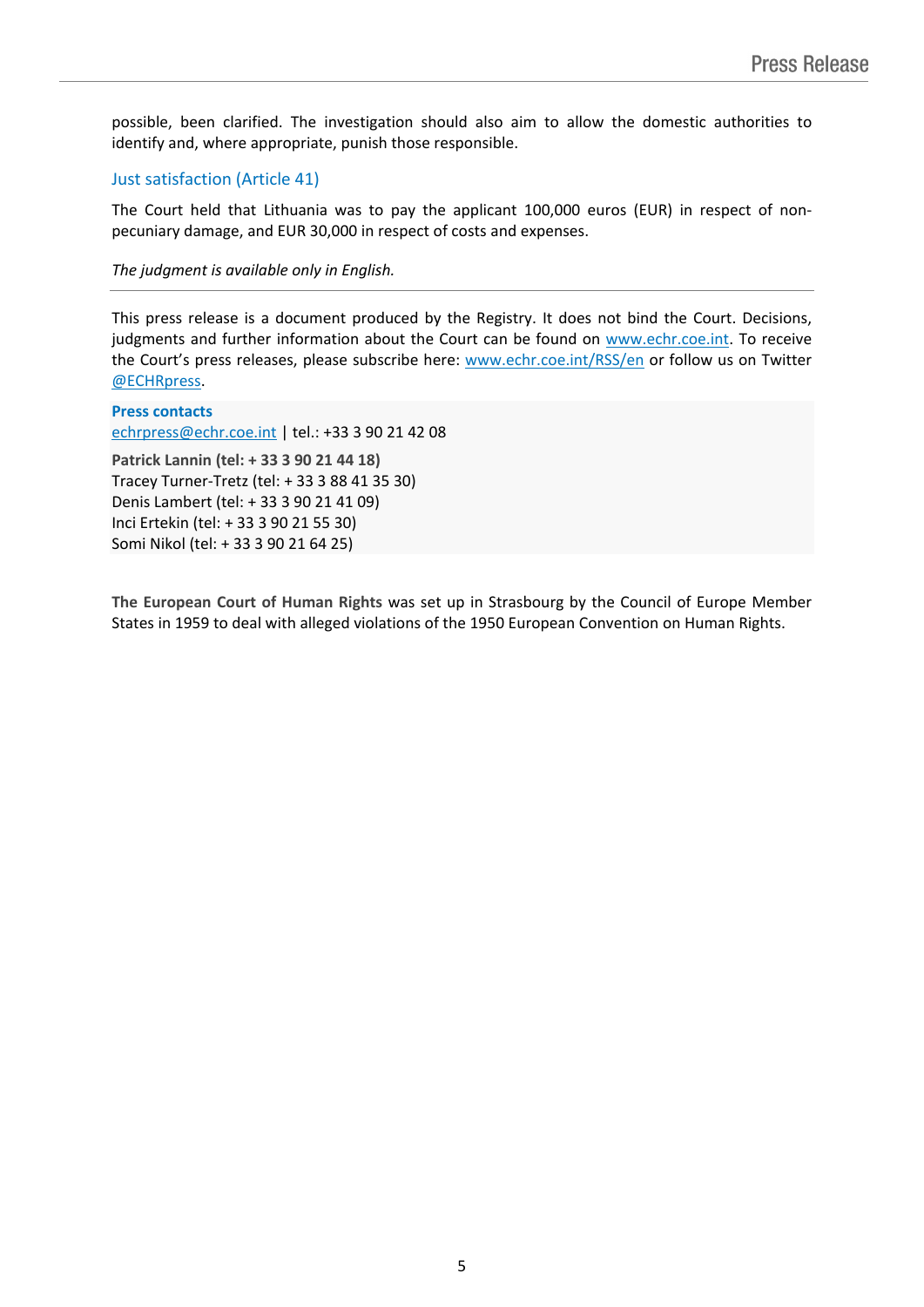possible, been clarified. The investigation should also aim to allow the domestic authorities to identify and, where appropriate, punish those responsible.

### Just satisfaction (Article 41)

The Court held that Lithuania was to pay the applicant 100,000 euros (EUR) in respect of non-pecuniary damage, and EUR 30,000 in respect of costs and expenses.

*The judgment is available only in English.*

---

This press release is a document produced by the Registry. It does not bind the Court. Decisions, judgments and further information about the Court can be found on www.echr.coe.int. To receive the Court's press releases, please subscribe here: www.echr.coe.int/RSS/en or follow us on Twitter @ECHRpress.

**Press contacts**
echrpress@echr.coe.int | tel.: +33 3 90 21 42 08

**Patrick Lannin (tel: + 33 3 90 21 44 18)**
Tracey Turner-Tretz (tel: + 33 3 88 41 35 30)
Denis Lambert (tel: + 33 3 90 21 41 09)
Inci Ertekin (tel: + 33 3 90 21 55 30)
Somi Nikol (tel: + 33 3 90 21 64 25)

**The European Court of Human Rights** was set up in Strasbourg by the Council of Europe Member States in 1959 to deal with alleged violations of the 1950 European Convention on Human Rights.